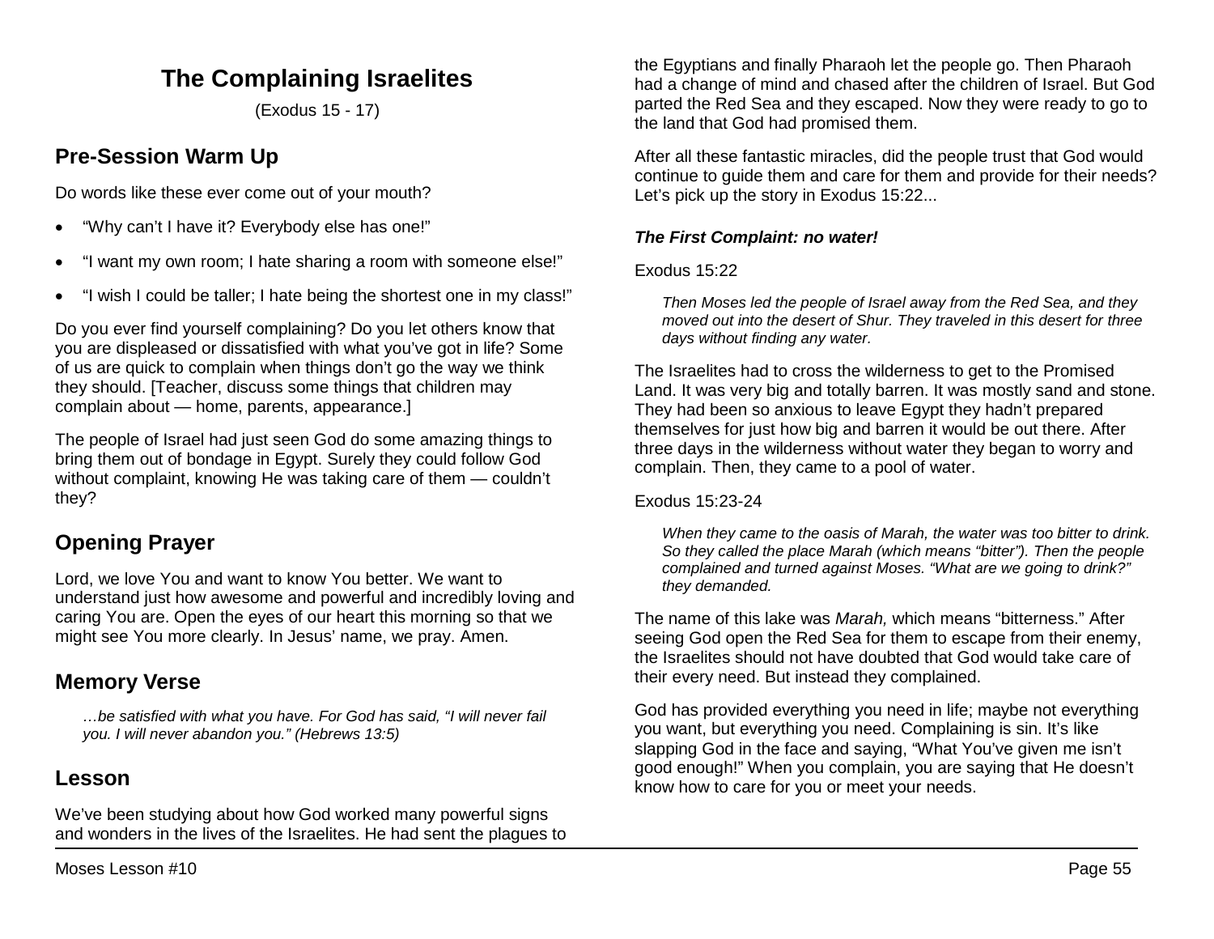# The Complaining Israelites

(Exodus 15 - 17)

## Pre-Session Warm Up

Do words like these ever come out of your mouth?

- "Why can't I have it? Everybody else has one!"
- "I want my own room; I hate sharing a room with someone else!"
- "I wish I could be taller; I hate being the shortest one in my class!"

Do you ever find yourself complaining? Do you let others know that you are displeased or dissatisfied with what you've got in life? Some of us are quick to complain when things don't go the way we think they should. [Teacher, discuss some things that children may complain about — home, parents, appearance.]

The people of Israel had just seen God do some amazing things to bring them out of bondage in Egypt. Surely they could follow God without complaint, knowing He was taking care of them — couldn't they?

## Opening Prayer

Lord, we love You and want to know You better. We want to understand just how awesome and powerful and incredibly loving and caring You are. Open the eyes of our heart this morning so that we might see You more clearly. In Jesus' name, we pray. Amen.

## Memory Verse

> *…be satisfied with what you have. For God has said, "I will never fail you. I will never abandon you." (Hebrews 13:5)*

## Lesson

We've been studying about how God worked many powerful signs and wonders in the lives of the Israelites. He had sent the plagues to the Egyptians and finally Pharaoh let the people go. Then Pharaoh had a change of mind and chased after the children of Israel. But God parted the Red Sea and they escaped. Now they were ready to go to the land that God had promised them.

After all these fantastic miracles, did the people trust that God would continue to guide them and care for them and provide for their needs? Let's pick up the story in Exodus 15:22...

### *The First Complaint: no water!*

Exodus 15:22

> *Then Moses led the people of Israel away from the Red Sea, and they moved out into the desert of Shur. They traveled in this desert for three days without finding any water.*

The Israelites had to cross the wilderness to get to the Promised Land. It was very big and totally barren. It was mostly sand and stone. They had been so anxious to leave Egypt they hadn't prepared themselves for just how big and barren it would be out there. After three days in the wilderness without water they began to worry and complain. Then, they came to a pool of water.

Exodus 15:23-24

> *When they came to the oasis of Marah, the water was too bitter to drink. So they called the place Marah (which means "bitter"). Then the people complained and turned against Moses. "What are we going to drink?" they demanded.*

The name of this lake was *Marah,* which means "bitterness." After seeing God open the Red Sea for them to escape from their enemy, the Israelites should not have doubted that God would take care of their every need. But instead they complained.

God has provided everything you need in life; maybe not everything you want, but everything you need. Complaining is sin. It's like slapping God in the face and saying, "What You've given me isn't good enough!" When you complain, you are saying that He doesn't know how to care for you or meet your needs.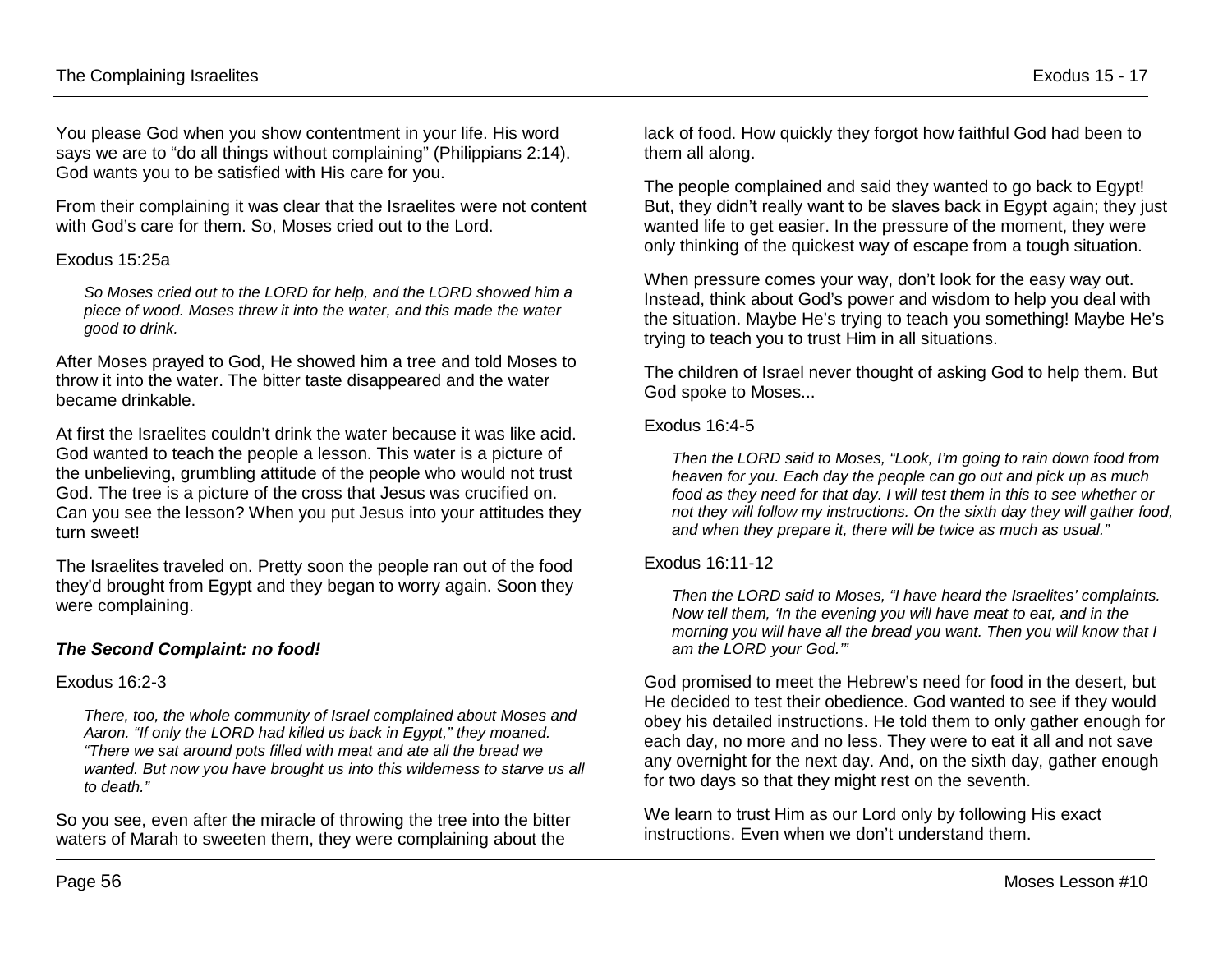You please God when you show contentment in your life. His word says we are to "do all things without complaining" (Philippians 2:14). God wants you to be satisfied with His care for you.

From their complaining it was clear that the Israelites were not content with God's care for them. So, Moses cried out to the Lord.

Exodus 15:25a

> *So Moses cried out to the LORD for help, and the LORD showed him a piece of wood. Moses threw it into the water, and this made the water good to drink.*

After Moses prayed to God, He showed him a tree and told Moses to throw it into the water. The bitter taste disappeared and the water became drinkable.

At first the Israelites couldn't drink the water because it was like acid. God wanted to teach the people a lesson. This water is a picture of the unbelieving, grumbling attitude of the people who would not trust God. The tree is a picture of the cross that Jesus was crucified on. Can you see the lesson? When you put Jesus into your attitudes they turn sweet!

The Israelites traveled on. Pretty soon the people ran out of the food they'd brought from Egypt and they began to worry again. Soon they were complaining.

### *The Second Complaint: no food!*

Exodus 16:2-3

> *There, too, the whole community of Israel complained about Moses and Aaron. "If only the LORD had killed us back in Egypt," they moaned. "There we sat around pots filled with meat and ate all the bread we wanted. But now you have brought us into this wilderness to starve us all to death."*

So you see, even after the miracle of throwing the tree into the bitter waters of Marah to sweeten them, they were complaining about the lack of food. How quickly they forgot how faithful God had been to them all along.

The people complained and said they wanted to go back to Egypt! But, they didn't really want to be slaves back in Egypt again; they just wanted life to get easier. In the pressure of the moment, they were only thinking of the quickest way of escape from a tough situation.

When pressure comes your way, don't look for the easy way out. Instead, think about God's power and wisdom to help you deal with the situation. Maybe He's trying to teach you something! Maybe He's trying to teach you to trust Him in all situations.

The children of Israel never thought of asking God to help them. But God spoke to Moses...

Exodus 16:4-5

> *Then the LORD said to Moses, "Look, I'm going to rain down food from heaven for you. Each day the people can go out and pick up as much food as they need for that day. I will test them in this to see whether or not they will follow my instructions. On the sixth day they will gather food, and when they prepare it, there will be twice as much as usual."*

Exodus 16:11-12

> *Then the LORD said to Moses, "I have heard the Israelites' complaints. Now tell them, 'In the evening you will have meat to eat, and in the morning you will have all the bread you want. Then you will know that I am the LORD your God.'"*

God promised to meet the Hebrew's need for food in the desert, but He decided to test their obedience. God wanted to see if they would obey his detailed instructions. He told them to only gather enough for each day, no more and no less. They were to eat it all and not save any overnight for the next day. And, on the sixth day, gather enough for two days so that they might rest on the seventh.

We learn to trust Him as our Lord only by following His exact instructions. Even when we don't understand them.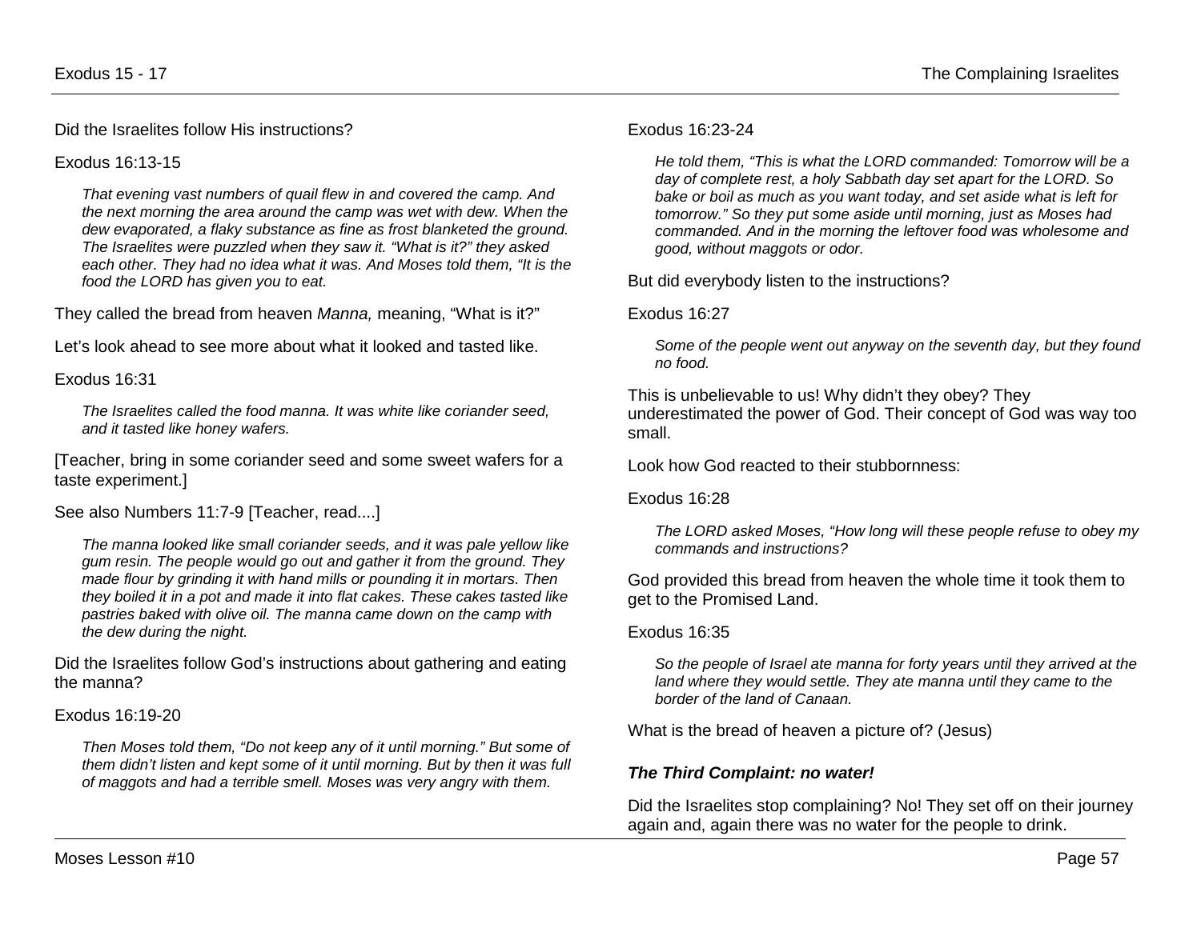Did the Israelites follow His instructions?

Exodus 16:13-15

> *That evening vast numbers of quail flew in and covered the camp. And the next morning the area around the camp was wet with dew. When the dew evaporated, a flaky substance as fine as frost blanketed the ground. The Israelites were puzzled when they saw it. "What is it?" they asked each other. They had no idea what it was. And Moses told them, "It is the food the LORD has given you to eat.*

They called the bread from heaven *Manna,* meaning, "What is it?"

Let's look ahead to see more about what it looked and tasted like.

Exodus 16:31

> *The Israelites called the food manna. It was white like coriander seed, and it tasted like honey wafers.*

[Teacher, bring in some coriander seed and some sweet wafers for a taste experiment.]

See also Numbers 11:7-9 [Teacher, read....]

> *The manna looked like small coriander seeds, and it was pale yellow like gum resin. The people would go out and gather it from the ground. They made flour by grinding it with hand mills or pounding it in mortars. Then they boiled it in a pot and made it into flat cakes. These cakes tasted like pastries baked with olive oil. The manna came down on the camp with the dew during the night.*

Did the Israelites follow God's instructions about gathering and eating the manna?

Exodus 16:19-20

> *Then Moses told them, "Do not keep any of it until morning." But some of them didn't listen and kept some of it until morning. But by then it was full of maggots and had a terrible smell. Moses was very angry with them.*

Exodus 16:23-24

> *He told them, "This is what the LORD commanded: Tomorrow will be a day of complete rest, a holy Sabbath day set apart for the LORD. So bake or boil as much as you want today, and set aside what is left for tomorrow." So they put some aside until morning, just as Moses had commanded. And in the morning the leftover food was wholesome and good, without maggots or odor.*

But did everybody listen to the instructions?

Exodus 16:27

> *Some of the people went out anyway on the seventh day, but they found no food.*

This is unbelievable to us! Why didn't they obey? They underestimated the power of God. Their concept of God was way too small.

Look how God reacted to their stubbornness:

Exodus 16:28

> *The LORD asked Moses, "How long will these people refuse to obey my commands and instructions?*

God provided this bread from heaven the whole time it took them to get to the Promised Land.

Exodus 16:35

> *So the people of Israel ate manna for forty years until they arrived at the land where they would settle. They ate manna until they came to the border of the land of Canaan.*

What is the bread of heaven a picture of? (Jesus)

### ***The Third Complaint: no water!***

Did the Israelites stop complaining? No! They set off on their journey again and, again there was no water for the people to drink.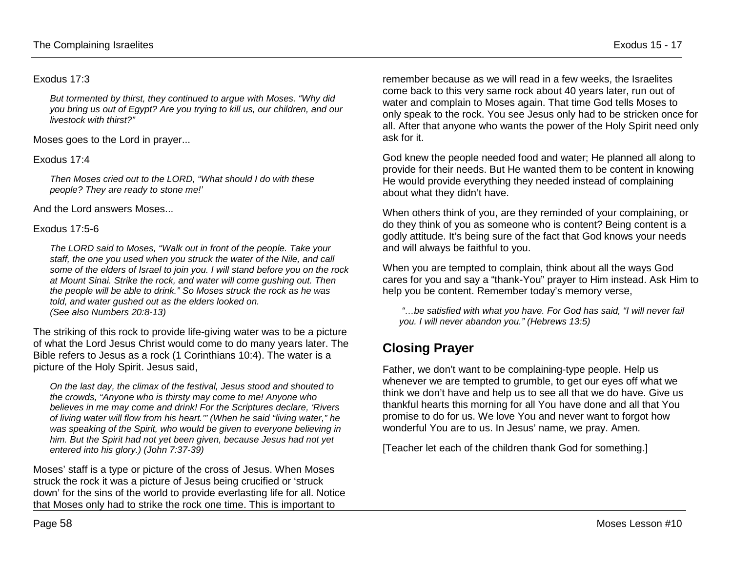Exodus 17:3

> *But tormented by thirst, they continued to argue with Moses. "Why did you bring us out of Egypt? Are you trying to kill us, our children, and our livestock with thirst?"*

Moses goes to the Lord in prayer...

Exodus 17:4

> *Then Moses cried out to the LORD, "What should I do with these people? They are ready to stone me!'*

And the Lord answers Moses...

Exodus 17:5-6

> *The LORD said to Moses, "Walk out in front of the people. Take your staff, the one you used when you struck the water of the Nile, and call some of the elders of Israel to join you. I will stand before you on the rock at Mount Sinai. Strike the rock, and water will come gushing out. Then the people will be able to drink." So Moses struck the rock as he was told, and water gushed out as the elders looked on.*
> *(See also Numbers 20:8-13)*

The striking of this rock to provide life-giving water was to be a picture of what the Lord Jesus Christ would come to do many years later. The Bible refers to Jesus as a rock (1 Corinthians 10:4). The water is a picture of the Holy Spirit. Jesus said,

> *On the last day, the climax of the festival, Jesus stood and shouted to the crowds, "Anyone who is thirsty may come to me! Anyone who believes in me may come and drink! For the Scriptures declare, 'Rivers of living water will flow from his heart.'" (When he said "living water," he was speaking of the Spirit, who would be given to everyone believing in him. But the Spirit had not yet been given, because Jesus had not yet entered into his glory.) (John 7:37-39)*

Moses' staff is a type or picture of the cross of Jesus. When Moses struck the rock it was a picture of Jesus being crucified or 'struck down' for the sins of the world to provide everlasting life for all. Notice that Moses only had to strike the rock one time. This is important to remember because as we will read in a few weeks, the Israelites come back to this very same rock about 40 years later, run out of water and complain to Moses again. That time God tells Moses to only speak to the rock. You see Jesus only had to be stricken once for all. After that anyone who wants the power of the Holy Spirit need only ask for it.

God knew the people needed food and water; He planned all along to provide for their needs. But He wanted them to be content in knowing He would provide everything they needed instead of complaining about what they didn't have.

When others think of you, are they reminded of your complaining, or do they think of you as someone who is content? Being content is a godly attitude. It's being sure of the fact that God knows your needs and will always be faithful to you.

When you are tempted to complain, think about all the ways God cares for you and say a "thank-You" prayer to Him instead. Ask Him to help you be content. Remember today's memory verse,

> *"…be satisfied with what you have. For God has said, "I will never fail you. I will never abandon you." (Hebrews 13:5)*

## Closing Prayer

Father, we don't want to be complaining-type people. Help us whenever we are tempted to grumble, to get our eyes off what we think we don't have and help us to see all that we do have. Give us thankful hearts this morning for all You have done and all that You promise to do for us. We love You and never want to forgot how wonderful You are to us. In Jesus' name, we pray. Amen.

[Teacher let each of the children thank God for something.]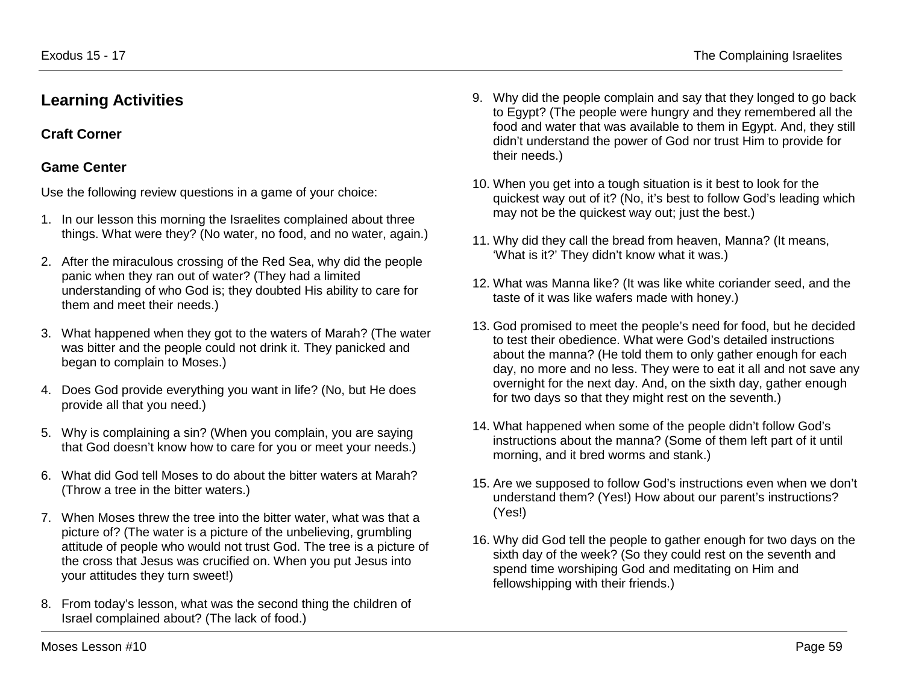## Learning Activities

### Craft Corner

### Game Center

Use the following review questions in a game of your choice:

1. In our lesson this morning the Israelites complained about three things. What were they? (No water, no food, and no water, again.)
2. After the miraculous crossing of the Red Sea, why did the people panic when they ran out of water? (They had a limited understanding of who God is; they doubted His ability to care for them and meet their needs.)
3. What happened when they got to the waters of Marah? (The water was bitter and the people could not drink it. They panicked and began to complain to Moses.)
4. Does God provide everything you want in life? (No, but He does provide all that you need.)
5. Why is complaining a sin? (When you complain, you are saying that God doesn't know how to care for you or meet your needs.)
6. What did God tell Moses to do about the bitter waters at Marah? (Throw a tree in the bitter waters.)
7. When Moses threw the tree into the bitter water, what was that a picture of? (The water is a picture of the unbelieving, grumbling attitude of people who would not trust God. The tree is a picture of the cross that Jesus was crucified on. When you put Jesus into your attitudes they turn sweet!)
8. From today's lesson, what was the second thing the children of Israel complained about? (The lack of food.)
9. Why did the people complain and say that they longed to go back to Egypt? (The people were hungry and they remembered all the food and water that was available to them in Egypt. And, they still didn't understand the power of God nor trust Him to provide for their needs.)
10. When you get into a tough situation is it best to look for the quickest way out of it? (No, it's best to follow God's leading which may not be the quickest way out; just the best.)
11. Why did they call the bread from heaven, Manna? (It means, 'What is it?' They didn't know what it was.)
12. What was Manna like? (It was like white coriander seed, and the taste of it was like wafers made with honey.)
13. God promised to meet the people's need for food, but he decided to test their obedience. What were God's detailed instructions about the manna? (He told them to only gather enough for each day, no more and no less. They were to eat it all and not save any overnight for the next day. And, on the sixth day, gather enough for two days so that they might rest on the seventh.)
14. What happened when some of the people didn't follow God's instructions about the manna? (Some of them left part of it until morning, and it bred worms and stank.)
15. Are we supposed to follow God's instructions even when we don't understand them? (Yes!) How about our parent's instructions? (Yes!)
16. Why did God tell the people to gather enough for two days on the sixth day of the week? (So they could rest on the seventh and spend time worshiping God and meditating on Him and fellowshipping with their friends.)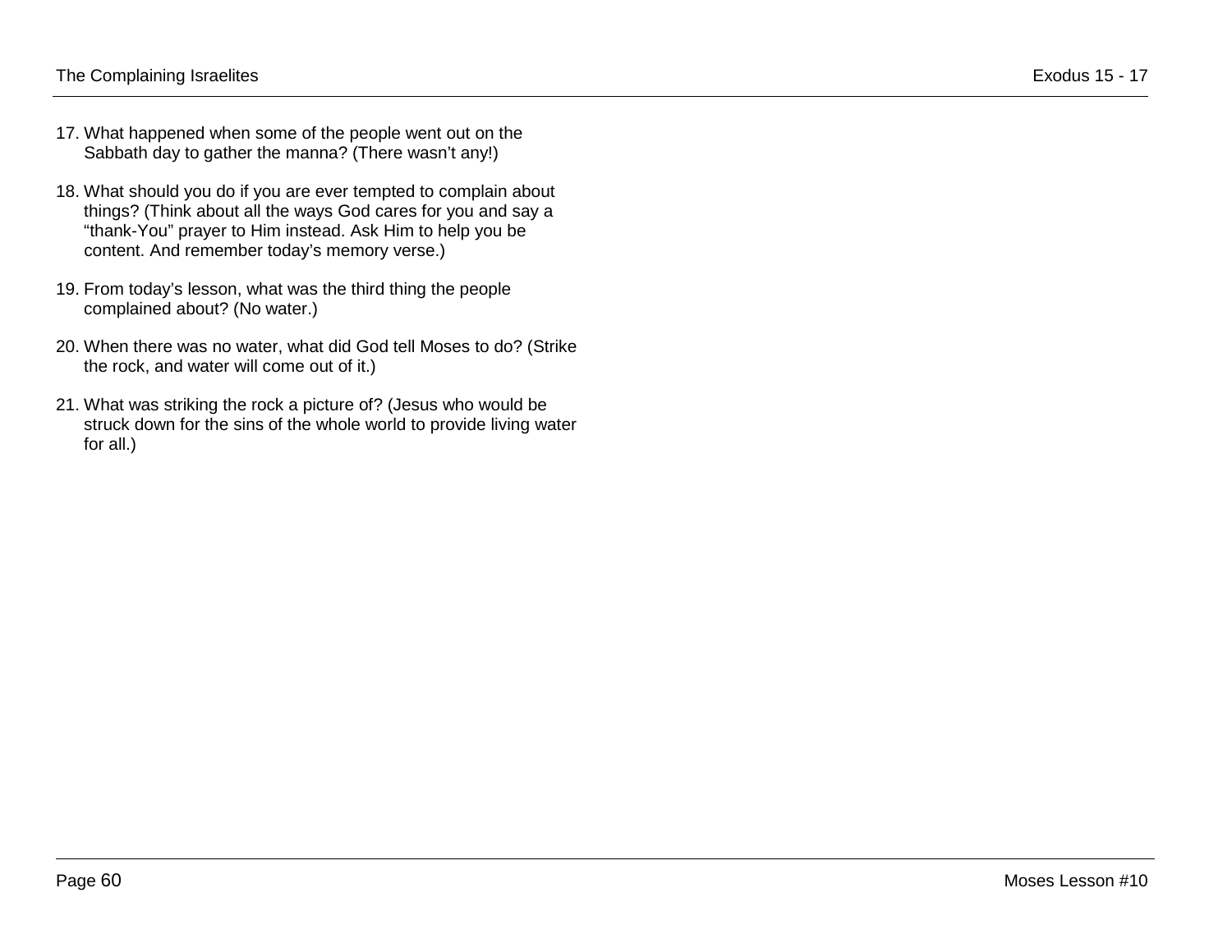17. What happened when some of the people went out on the Sabbath day to gather the manna? (There wasn't any!)

18. What should you do if you are ever tempted to complain about things? (Think about all the ways God cares for you and say a "thank-You" prayer to Him instead. Ask Him to help you be content. And remember today's memory verse.)

19. From today's lesson, what was the third thing the people complained about? (No water.)

20. When there was no water, what did God tell Moses to do? (Strike the rock, and water will come out of it.)

21. What was striking the rock a picture of? (Jesus who would be struck down for the sins of the whole world to provide living water for all.)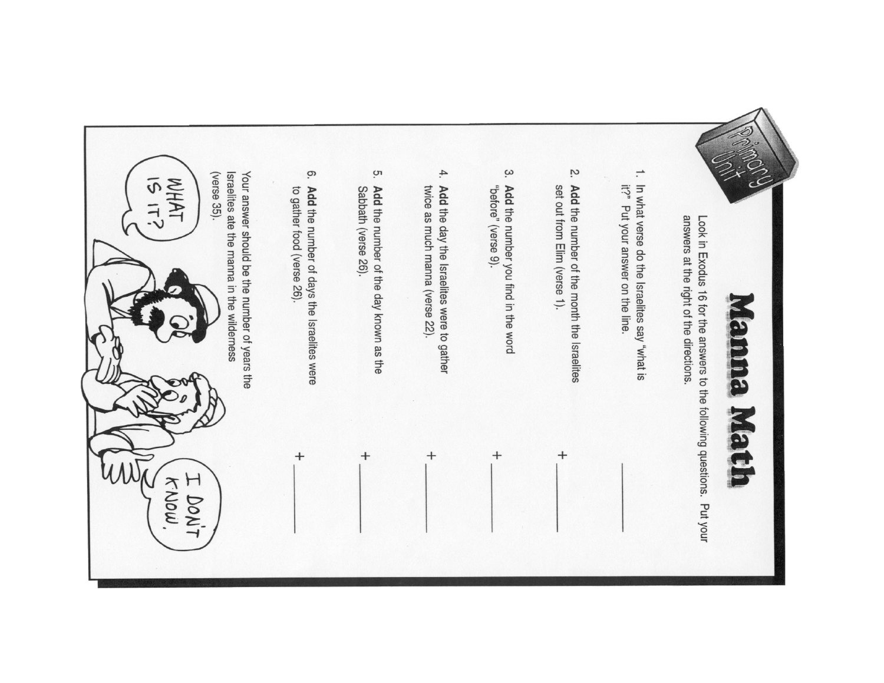Primary Unit

# Manna Math

Look in Exodus 16 for the answers to the following questions. Put your answers at the right of the directions.

1. In what verse do the Israelites say "what is it?" Put your answer on the line. ______
2. **Add** the number of the month the Israelites set out from Elim (verse 1). + ______
3. **Add** the number you find in the word "before" (verse 9). + ______
4. **Add** the day the Israelites were to gather twice as much manna (verse 22). + ______
5. **Add** the number of the day known as the Sabbath (verse 26). + ______
6. **Add** the number of days the Israelites were to gather food (verse 26). + ______

Your answer should be the number of years the Israelites ate the manna in the wilderness (verse 35).

WHAT IS IT?

I DON'T KNOW.